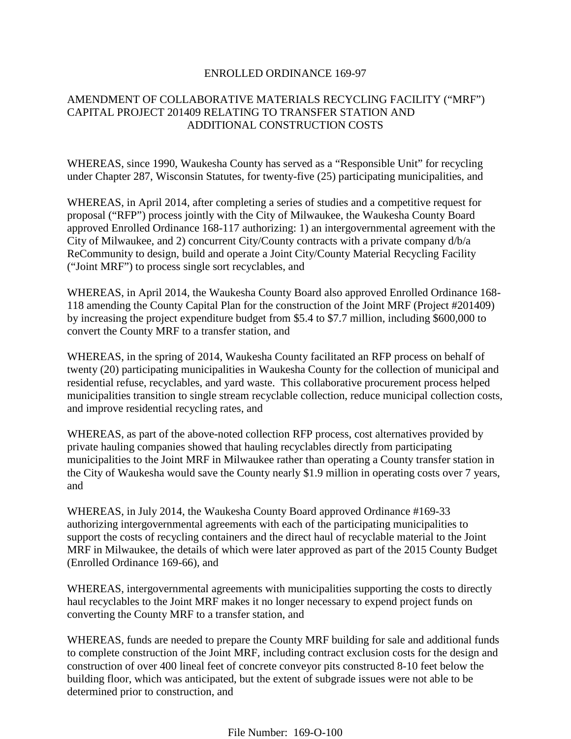# ENROLLED ORDINANCE 169-97

## AMENDMENT OF COLLABORATIVE MATERIALS RECYCLING FACILITY ("MRF") CAPITAL PROJECT 201409 RELATING TO TRANSFER STATION AND ADDITIONAL CONSTRUCTION COSTS

WHEREAS, since 1990, Waukesha County has served as a "Responsible Unit" for recycling under Chapter 287, Wisconsin Statutes, for twenty-five (25) participating municipalities, and

WHEREAS, in April 2014, after completing a series of studies and a competitive request for proposal ("RFP") process jointly with the City of Milwaukee, the Waukesha County Board approved Enrolled Ordinance 168-117 authorizing: 1) an intergovernmental agreement with the City of Milwaukee, and 2) concurrent City/County contracts with a private company d/b/a ReCommunity to design, build and operate a Joint City/County Material Recycling Facility ("Joint MRF") to process single sort recyclables, and

WHEREAS, in April 2014, the Waukesha County Board also approved Enrolled Ordinance 168-118 amending the County Capital Plan for the construction of the Joint MRF (Project #201409) by increasing the project expenditure budget from $5.4 to $7.7 million, including $600,000 to convert the County MRF to a transfer station, and

WHEREAS, in the spring of 2014, Waukesha County facilitated an RFP process on behalf of twenty (20) participating municipalities in Waukesha County for the collection of municipal and residential refuse, recyclables, and yard waste. This collaborative procurement process helped municipalities transition to single stream recyclable collection, reduce municipal collection costs, and improve residential recycling rates, and

WHEREAS, as part of the above-noted collection RFP process, cost alternatives provided by private hauling companies showed that hauling recyclables directly from participating municipalities to the Joint MRF in Milwaukee rather than operating a County transfer station in the City of Waukesha would save the County nearly $1.9 million in operating costs over 7 years, and

WHEREAS, in July 2014, the Waukesha County Board approved Ordinance #169-33 authorizing intergovernmental agreements with each of the participating municipalities to support the costs of recycling containers and the direct haul of recyclable material to the Joint MRF in Milwaukee, the details of which were later approved as part of the 2015 County Budget (Enrolled Ordinance 169-66), and

WHEREAS, intergovernmental agreements with municipalities supporting the costs to directly haul recyclables to the Joint MRF makes it no longer necessary to expend project funds on converting the County MRF to a transfer station, and

WHEREAS, funds are needed to prepare the County MRF building for sale and additional funds to complete construction of the Joint MRF, including contract exclusion costs for the design and construction of over 400 lineal feet of concrete conveyor pits constructed 8-10 feet below the building floor, which was anticipated, but the extent of subgrade issues were not able to be determined prior to construction, and

File Number: 169-O-100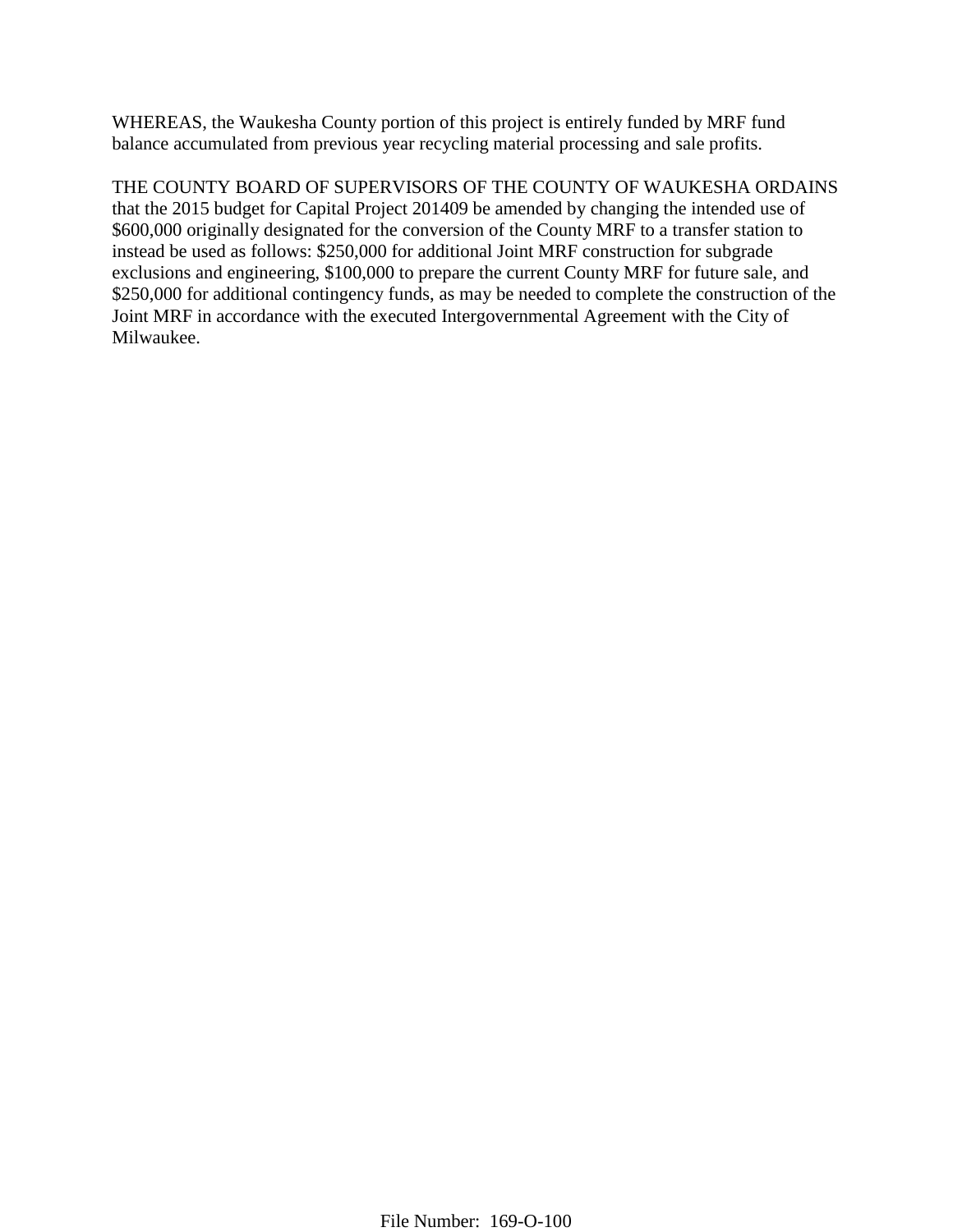WHEREAS, the Waukesha County portion of this project is entirely funded by MRF fund balance accumulated from previous year recycling material processing and sale profits.

THE COUNTY BOARD OF SUPERVISORS OF THE COUNTY OF WAUKESHA ORDAINS that the 2015 budget for Capital Project 201409 be amended by changing the intended use of $600,000 originally designated for the conversion of the County MRF to a transfer station to instead be used as follows: $250,000 for additional Joint MRF construction for subgrade exclusions and engineering, $100,000 to prepare the current County MRF for future sale, and $250,000 for additional contingency funds, as may be needed to complete the construction of the Joint MRF in accordance with the executed Intergovernmental Agreement with the City of Milwaukee.

File Number: 169-O-100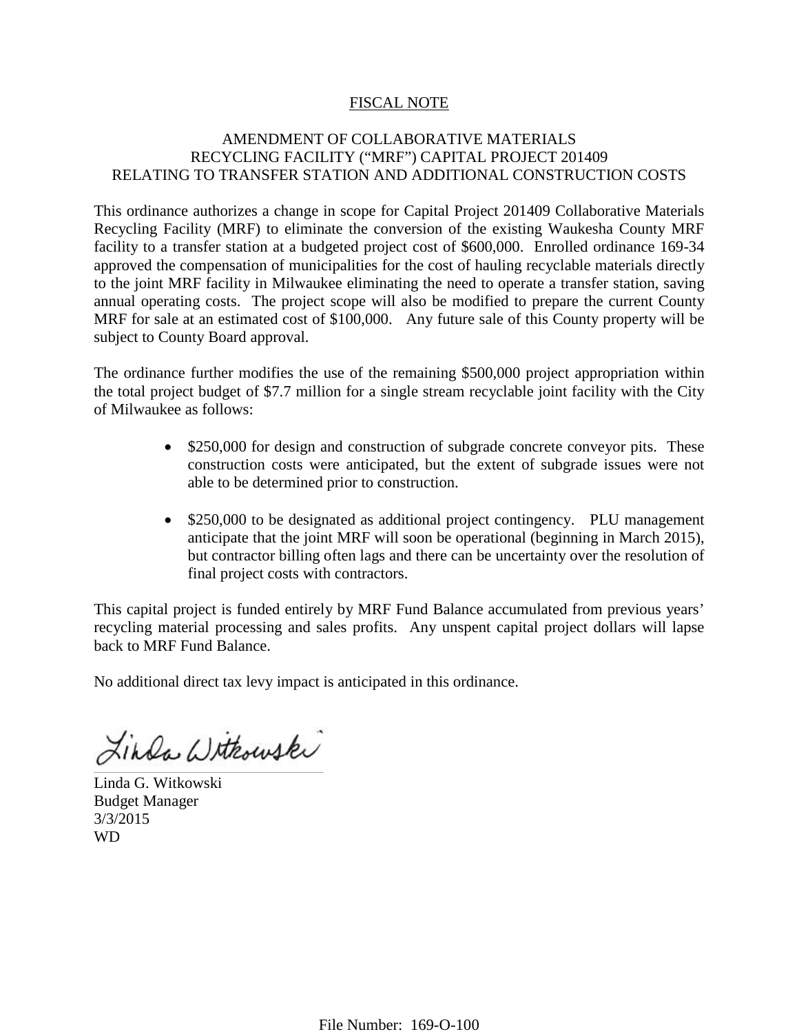FISCAL NOTE

AMENDMENT OF COLLABORATIVE MATERIALS
RECYCLING FACILITY (“MRF”) CAPITAL PROJECT 201409
RELATING TO TRANSFER STATION AND ADDITIONAL CONSTRUCTION COSTS

This ordinance authorizes a change in scope for Capital Project 201409 Collaborative Materials Recycling Facility (MRF) to eliminate the conversion of the existing Waukesha County MRF facility to a transfer station at a budgeted project cost of $600,000. Enrolled ordinance 169-34 approved the compensation of municipalities for the cost of hauling recyclable materials directly to the joint MRF facility in Milwaukee eliminating the need to operate a transfer station, saving annual operating costs. The project scope will also be modified to prepare the current County MRF for sale at an estimated cost of $100,000. Any future sale of this County property will be subject to County Board approval.

The ordinance further modifies the use of the remaining $500,000 project appropriation within the total project budget of $7.7 million for a single stream recyclable joint facility with the City of Milwaukee as follows:

- $250,000 for design and construction of subgrade concrete conveyor pits. These construction costs were anticipated, but the extent of subgrade issues were not able to be determined prior to construction.

- $250,000 to be designated as additional project contingency. PLU management anticipate that the joint MRF will soon be operational (beginning in March 2015), but contractor billing often lags and there can be uncertainty over the resolution of final project costs with contractors.

This capital project is funded entirely by MRF Fund Balance accumulated from previous years' recycling material processing and sales profits. Any unspent capital project dollars will lapse back to MRF Fund Balance.

No additional direct tax levy impact is anticipated in this ordinance.

Linda G. Witkowski
Budget Manager
3/3/2015
WD

File Number: 169-O-100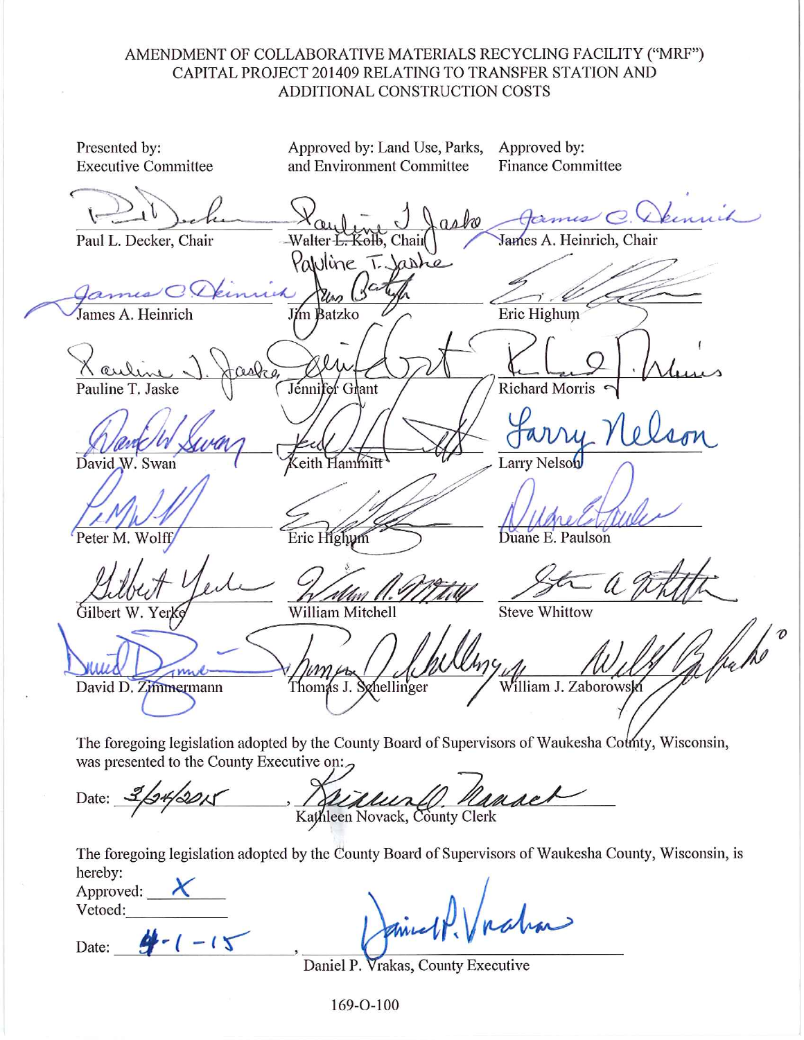AMENDMENT OF COLLABORATIVE MATERIALS RECYCLING FACILITY ("MRF") CAPITAL PROJECT 201409 RELATING TO TRANSFER STATION AND ADDITIONAL CONSTRUCTION COSTS

| Presented by: Executive Committee | Approved by: Land Use, Parks, and Environment Committee | Approved by: Finance Committee |
|---|---|---|
| Paul L. Decker, Chair | ~~Walter L. Kolb~~, Chair Pauline T. Jaske | James A. Heinrich, Chair |
| James A. Heinrich | Jim Batzko | Eric Highum |
| Pauline T. Jaske | Jennifer Grant | Richard Morris |
| David W. Swan | Keith Hammitt | Larry Nelson |
| Peter M. Wolff | Eric Highum | Duane E. Paulson |
| Gilbert W. Yerke | William Mitchell | Steve Whittow |
| David D. Zimmermann | Thomas J. Schellinger | William J. Zaborowski |

The foregoing legislation adopted by the County Board of Supervisors of Waukesha County, Wisconsin, was presented to the County Executive on:

Date: 3/24/2015, Kathleen Novack, County Clerk

The foregoing legislation adopted by the County Board of Supervisors of Waukesha County, Wisconsin, is hereby:

Approved: X

Vetoed: \_\_\_\_\_\_\_\_

Date: 4-1-15, Daniel P. Vrakas, County Executive

169-O-100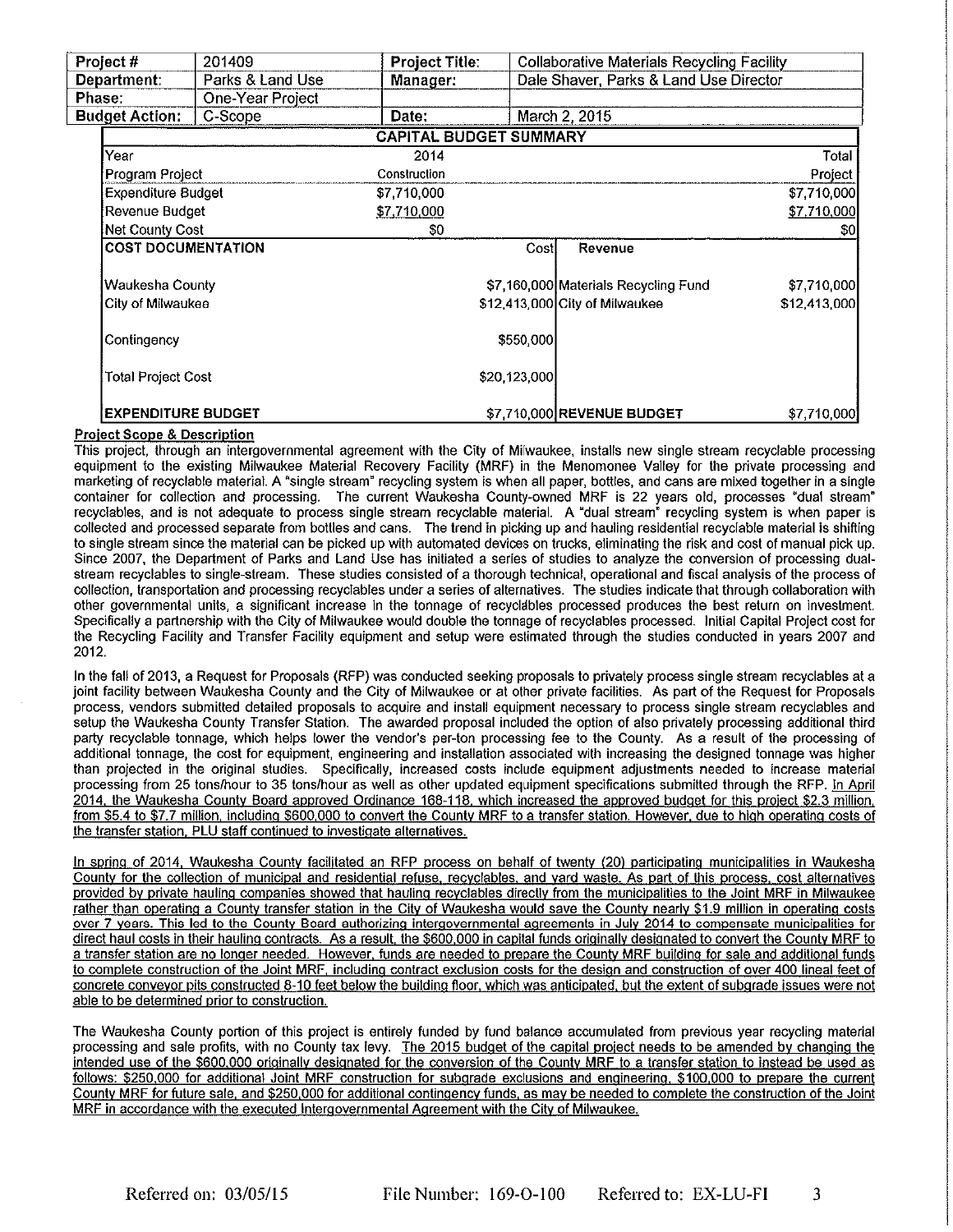| Project # | 201409 | Project Title: | Collaborative Materials Recycling Facility |
|---|---|---|---|
| Department: | Parks & Land Use | Manager: | Dale Shaver, Parks & Land Use Director |
| Phase: | One-Year Project | | |
| Budget Action: | C-Scope | Date: | March 2, 2015 |

**CAPITAL BUDGET SUMMARY**

| Year | 2014 | | | Total |
|---|---|---|---|---|
| Program Project | Construction | | | Project |
| Expenditure Budget | $7,710,000 | | | $7,710,000 |
| Revenue Budget | $7,710,000 | | | $7,710,000 |
| Net County Cost | $0 | | | $0 |

| COST DOCUMENTATION | Cost | Revenue | |
|---|---|---|---|
| Waukesha County | $7,160,000 | Materials Recycling Fund | $7,710,000 |
| City of Milwaukee | $12,413,000 | City of Milwaukee | $12,413,000 |
| Contingency | $550,000 | | |
| Total Project Cost | $20,123,000 | | |
| **EXPENDITURE BUDGET** | $7,710,000 | **REVENUE BUDGET** | $7,710,000 |

**Project Scope & Description**

This project, through an intergovernmental agreement with the City of Milwaukee, installs new single stream recyclable processing equipment to the existing Milwaukee Material Recovery Facility (MRF) in the Menomonee Valley for the private processing and marketing of recyclable material. A "single stream" recycling system is when all paper, bottles, and cans are mixed together in a single container for collection and processing. The current Waukesha County-owned MRF is 22 years old, processes "dual stream" recyclables, and is not adequate to process single stream recyclable material. A "dual stream" recycling system is when paper is collected and processed separate from bottles and cans. The trend in picking up and hauling residential recyclable material is shifting to single stream since the material can be picked up with automated devices on trucks, eliminating the risk and cost of manual pick up. Since 2007, the Department of Parks and Land Use has initiated a series of studies to analyze the conversion of processing dual-stream recyclables to single-stream. These studies consisted of a thorough technical, operational and fiscal analysis of the process of collection, transportation and processing recyclables under a series of alternatives. The studies indicate that through collaboration with other governmental units, a significant increase in the tonnage of recyclables processed produces the best return on investment. Specifically a partnership with the City of Milwaukee would double the tonnage of recyclables processed. Initial Capital Project cost for the Recycling Facility and Transfer Facility equipment and setup were estimated through the studies conducted in years 2007 and 2012.

In the fall of 2013, a Request for Proposals (RFP) was conducted seeking proposals to privately process single stream recyclables at a joint facility between Waukesha County and the City of Milwaukee or at other private facilities. As part of the Request for Proposals process, vendors submitted detailed proposals to acquire and install equipment necessary to process single stream recyclables and setup the Waukesha County Transfer Station. The awarded proposal included the option of also privately processing additional third party recyclable tonnage, which helps lower the vendor's per-ton processing fee to the County. As a result of the processing of additional tonnage, the cost for equipment, engineering and installation associated with increasing the designed tonnage was higher than projected in the original studies. Specifically, increased costs include equipment adjustments needed to increase material processing from 25 tons/hour to 35 tons/hour as well as other updated equipment specifications submitted through the RFP. <u>In April 2014, the Waukesha County Board approved Ordinance 168-118, which increased the approved budget for this project $2.3 million, from $5.4 to $7.7 million, including $600,000 to convert the County MRF to a transfer station. However, due to high operating costs of the transfer station, PLU staff continued to investigate alternatives.</u>

<u>In spring of 2014, Waukesha County facilitated an RFP process on behalf of twenty (20) participating municipalities in Waukesha County for the collection of municipal and residential refuse, recyclables, and yard waste. As part of this process, cost alternatives provided by private hauling companies showed that hauling recyclables directly from the municipalities to the Joint MRF in Milwaukee rather than operating a County transfer station in the City of Waukesha would save the County nearly $1.9 million in operating costs over 7 years. This led to the County Board authorizing intergovernmental agreements in July 2014 to compensate municipalities for direct haul costs in their hauling contracts. As a result, the $600,000 in capital funds originally designated to convert the County MRF to a transfer station are no longer needed. However, funds are needed to prepare the County MRF building for sale and additional funds to complete construction of the Joint MRF, including contract exclusion costs for the design and construction of over 400 lineal feet of concrete conveyor pits constructed 8-10 feet below the building floor, which was anticipated, but the extent of subgrade issues were not able to be determined prior to construction.</u>

The Waukesha County portion of this project is entirely funded by fund balance accumulated from previous year recycling material processing and sale profits, with no County tax levy. <u>The 2015 budget of the capital project needs to be amended by changing the intended use of the $600,000 originally designated for the conversion of the County MRF to a transfer station to instead be used as follows: $250,000 for additional Joint MRF construction for subgrade exclusions and engineering, $100,000 to prepare the current County MRF for future sale, and $250,000 for additional contingency funds, as may be needed to complete the construction of the Joint MRF in accordance with the executed Intergovernmental Agreement with the City of Milwaukee.</u>

Referred on: 03/05/15 File Number: 169-O-100 Referred to: EX-LU-FI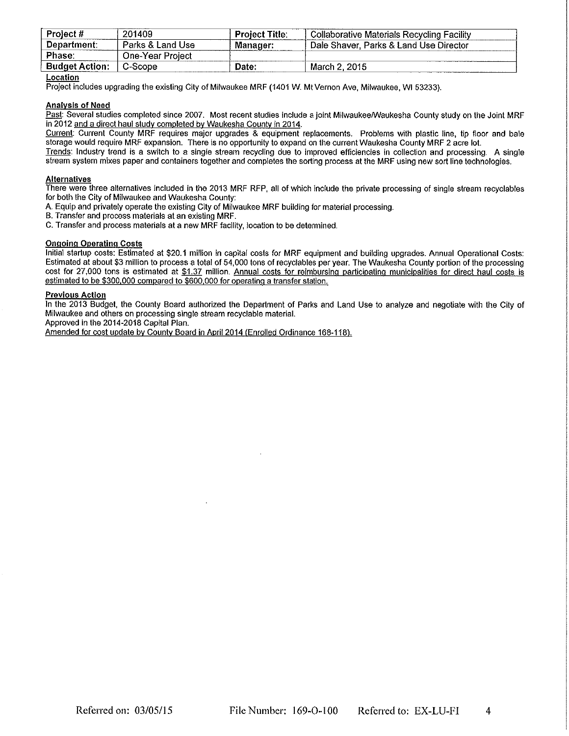| Project # | 201409 | Project Title: | Collaborative Materials Recycling Facility |
|---|---|---|---|
| Department: | Parks & Land Use | Manager: | Dale Shaver, Parks & Land Use Director |
| Phase: | One-Year Project | | |
| Budget Action: | C-Scope | Date: | March 2, 2015 |

**Location**

Project includes upgrading the existing City of Milwaukee MRF (1401 W. Mt Vernon Ave, Milwaukee, WI 53233).

**Analysis of Need**

Past: Several studies completed since 2007. Most recent studies include a joint Milwaukee/Waukesha County study on the Joint MRF in 2012 and a direct haul study completed by Waukesha County in 2014.

Current: Current County MRF requires major upgrades & equipment replacements. Problems with plastic line, tip floor and bale storage would require MRF expansion. There is no opportunity to expand on the current Waukesha County MRF 2 acre lot.

Trends: Industry trend is a switch to a single stream recycling due to improved efficiencies in collection and processing. A single stream system mixes paper and containers together and completes the sorting process at the MRF using new sort line technologies.

**Alternatives**

There were three alternatives included in the 2013 MRF RFP, all of which include the private processing of single stream recyclables for both the City of Milwaukee and Waukesha County:

A. Equip and privately operate the existing City of Milwaukee MRF building for material processing.

B. Transfer and process materials at an existing MRF.

C. Transfer and process materials at a new MRF facility, location to be determined.

**Ongoing Operating Costs**

Initial startup costs: Estimated at $20.1 million in capital costs for MRF equipment and building upgrades. Annual Operational Costs: Estimated at about $3 million to process a total of 54,000 tons of recyclables per year. The Waukesha County portion of the processing cost for 27,000 tons is estimated at $1.37 million. Annual costs for reimbursing participating municipalities for direct haul costs is estimated to be $300,000 compared to $600,000 for operating a transfer station.

**Previous Action**

In the 2013 Budget, the County Board authorized the Department of Parks and Land Use to analyze and negotiate with the City of Milwaukee and others on processing single stream recyclable material.

Approved in the 2014-2018 Capital Plan.

Amended for cost update by County Board in April 2014 (Enrolled Ordinance 168-118).

Referred on: 03/05/15 File Number: 169-O-100 Referred to: EX-LU-FI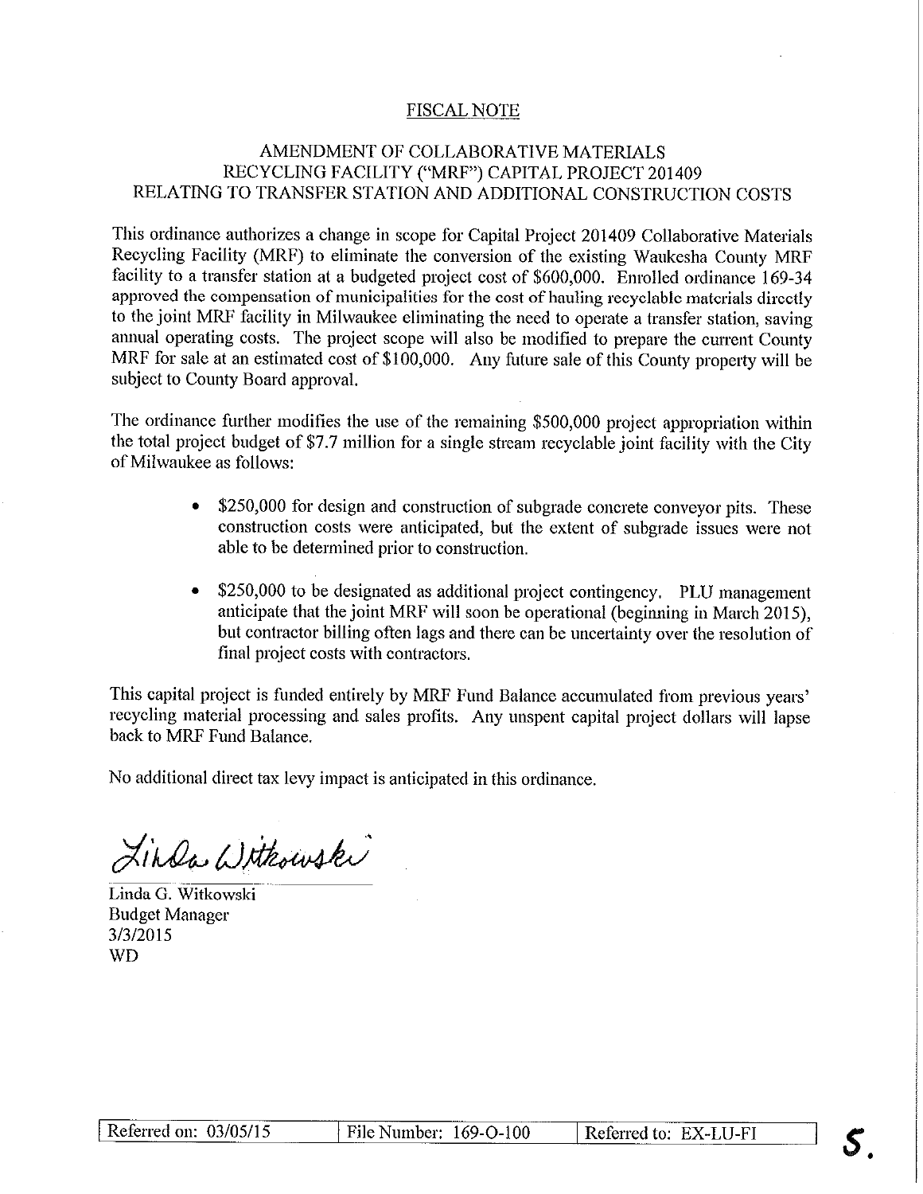## FISCAL NOTE

### AMENDMENT OF COLLABORATIVE MATERIALS RECYCLING FACILITY ("MRF") CAPITAL PROJECT 201409 RELATING TO TRANSFER STATION AND ADDITIONAL CONSTRUCTION COSTS

This ordinance authorizes a change in scope for Capital Project 201409 Collaborative Materials Recycling Facility (MRF) to eliminate the conversion of the existing Waukesha County MRF facility to a transfer station at a budgeted project cost of $600,000. Enrolled ordinance 169-34 approved the compensation of municipalities for the cost of hauling recyclable materials directly to the joint MRF facility in Milwaukee eliminating the need to operate a transfer station, saving annual operating costs. The project scope will also be modified to prepare the current County MRF for sale at an estimated cost of $100,000. Any future sale of this County property will be subject to County Board approval.

The ordinance further modifies the use of the remaining $500,000 project appropriation within the total project budget of $7.7 million for a single stream recyclable joint facility with the City of Milwaukee as follows:

- $250,000 for design and construction of subgrade concrete conveyor pits. These construction costs were anticipated, but the extent of subgrade issues were not able to be determined prior to construction.
- $250,000 to be designated as additional project contingency. PLU management anticipate that the joint MRF will soon be operational (beginning in March 2015), but contractor billing often lags and there can be uncertainty over the resolution of final project costs with contractors.

This capital project is funded entirely by MRF Fund Balance accumulated from previous years' recycling material processing and sales profits. Any unspent capital project dollars will lapse back to MRF Fund Balance.

No additional direct tax levy impact is anticipated in this ordinance.

Linda Witkowski

Linda G. Witkowski
Budget Manager
3/3/2015
WD

| Referred on: 03/05/15 | File Number: 169-O-100 | Referred to: EX-LU-FI |
|---|---|---|

5.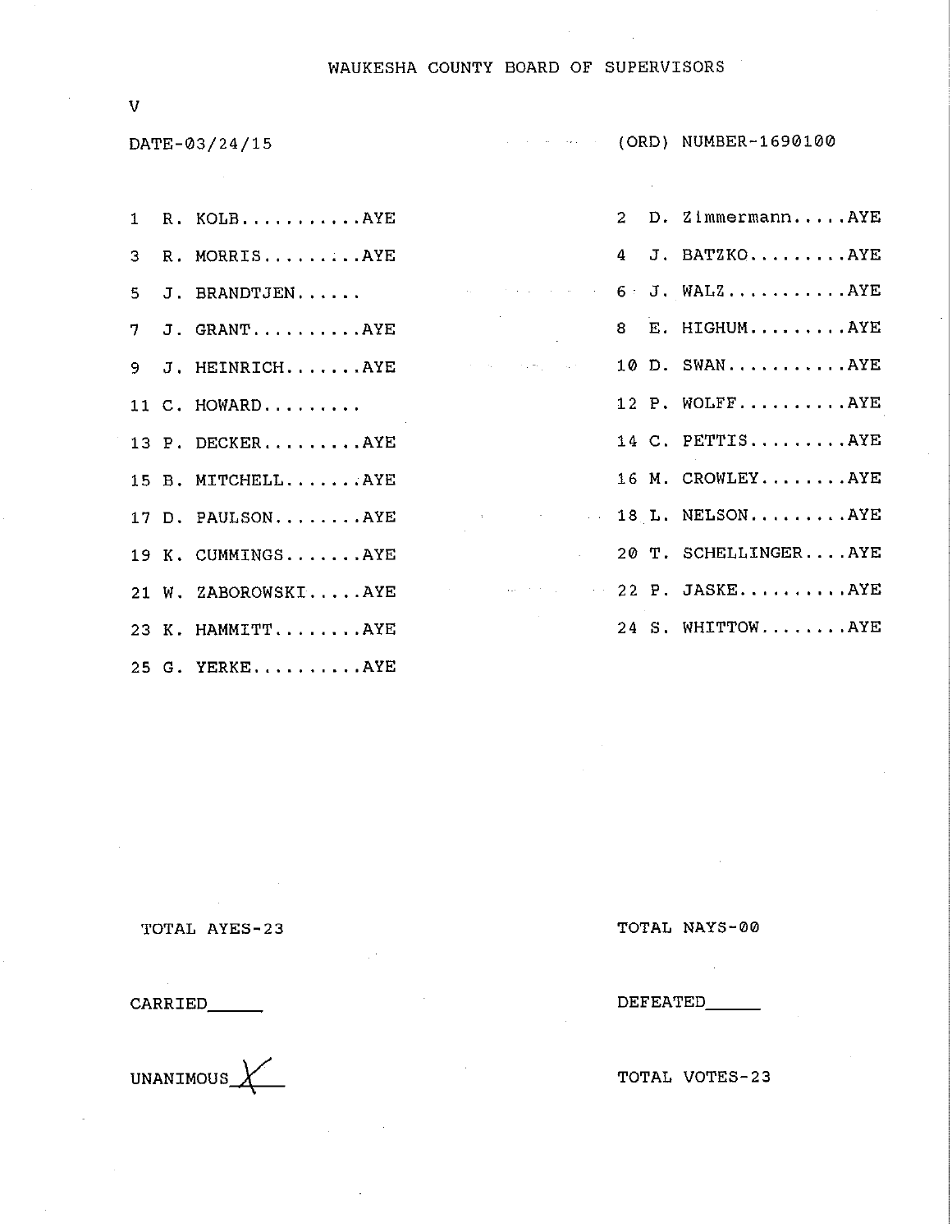WAUKESHA COUNTY BOARD OF SUPERVISORS

V

DATE-03/24/15 (ORD) NUMBER-1690100

| | | | |
|---|---|---|---|
| 1 | R. KOLB...........AYE | 2 | D. Zimmermann.....AYE |
| 3 | R. MORRIS.........AYE | 4 | J. BATZKO.........AYE |
| 5 | J. BRANDTJEN...... | 6 | J. WALZ...........AYE |
| 7 | J. GRANT..........AYE | 8 | E. HIGHUM.........AYE |
| 9 | J. HEINRICH.......AYE | 10 | D. SWAN...........AYE |
| 11 | C. HOWARD......... | 12 | P. WOLFF..........AYE |
| 13 | P. DECKER.........AYE | 14 | C. PETTIS.........AYE |
| 15 | B. MITCHELL.......AYE | 16 | M. CROWLEY........AYE |
| 17 | D. PAULSON........AYE | 18 | L. NELSON.........AYE |
| 19 | K. CUMMINGS.......AYE | 20 | T. SCHELLINGER....AYE |
| 21 | W. ZABOROWSKI.....AYE | 22 | P. JASKE..........AYE |
| 23 | K. HAMMITT........AYE | 24 | S. WHITTOW........AYE |
| 25 | G. YERKE..........AYE | | |

TOTAL AYES-23 TOTAL NAYS-00

CARRIED______ DEFEATED______

UNANIMOUS X TOTAL VOTES-23